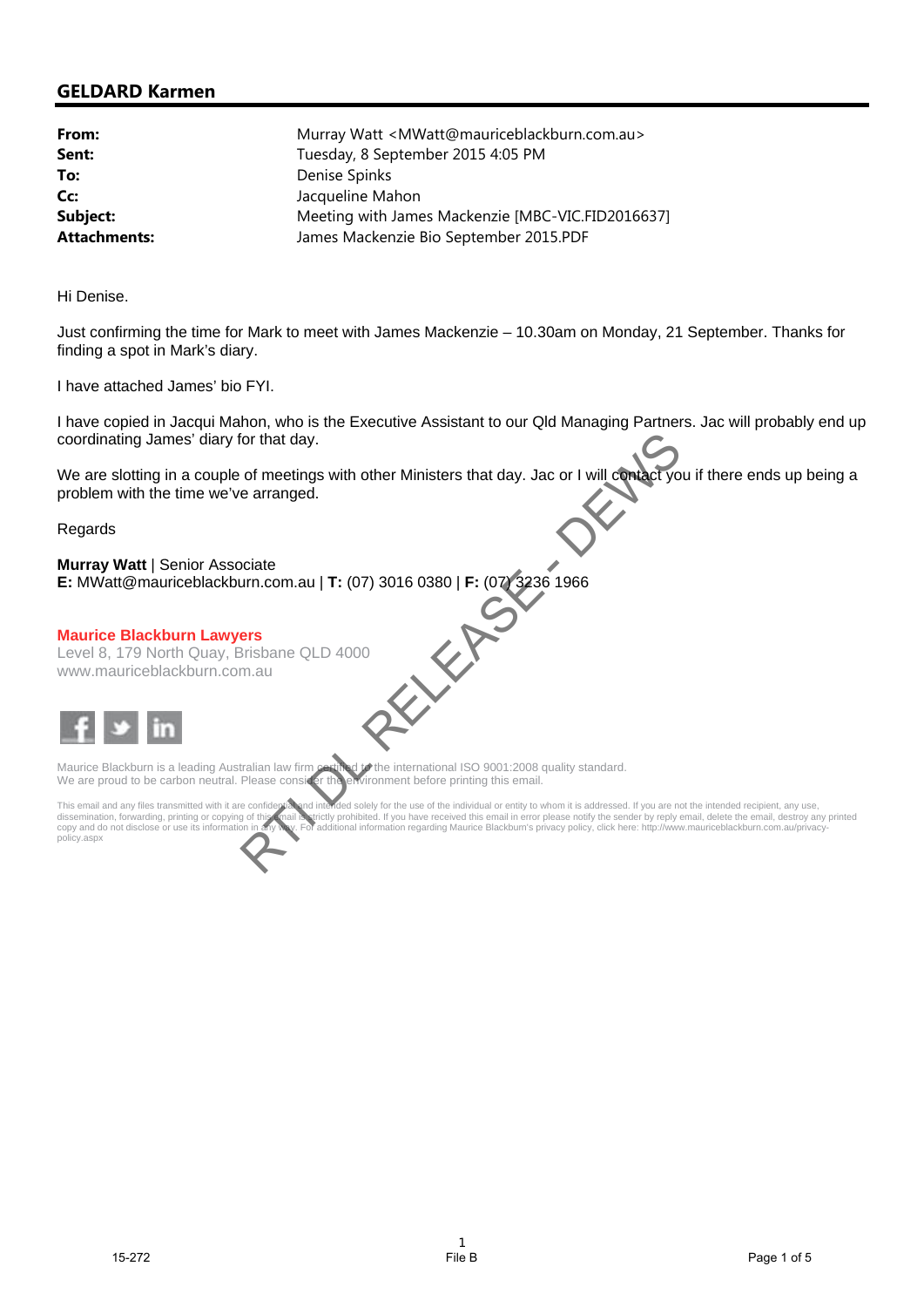## GELDARD Karmen

| | |
|---|---|
| **From:** | Murray Watt <MWatt@mauriceblackburn.com.au> |
| **Sent:** | Tuesday, 8 September 2015 4:05 PM |
| **To:** | Denise Spinks |
| **Cc:** | Jacqueline Mahon |
| **Subject:** | Meeting with James Mackenzie [MBC-VIC.FID2016637] |
| **Attachments:** | James Mackenzie Bio September 2015.PDF |

Hi Denise.

Just confirming the time for Mark to meet with James Mackenzie – 10.30am on Monday, 21 September. Thanks for finding a spot in Mark's diary.

I have attached James' bio FYI.

I have copied in Jacqui Mahon, who is the Executive Assistant to our Qld Managing Partners. Jac will probably end up coordinating James' diary for that day.

We are slotting in a couple of meetings with other Ministers that day. Jac or I will contact you if there ends up being a problem with the time we've arranged.

Regards

**Murray Watt** | Senior Associate
**E:** MWatt@mauriceblackburn.com.au | **T:** (07) 3016 0380 | **F:** (07) 3236 1966

**Maurice Blackburn Lawyers**
Level 8, 179 North Quay, Brisbane QLD 4000
www.mauriceblackburn.com.au

Maurice Blackburn is a leading Australian law firm certified to the international ISO 9001:2008 quality standard.
We are proud to be carbon neutral. Please consider the environment before printing this email.

This email and any files transmitted with it are confidential and intended solely for the use of the individual or entity to whom it is addressed. If you are not the intended recipient, any use, dissemination, forwarding, printing or copying of this email is strictly prohibited. If you have received this email in error please notify the sender by reply email, delete the email, destroy any printed copy and do not disclose or use its information in any way. For additional information regarding Maurice Blackburn's privacy policy, click here: http://www.mauriceblackburn.com.au/privacy-policy.aspx

RTI DL RELEASE - DEWS

15-272 File B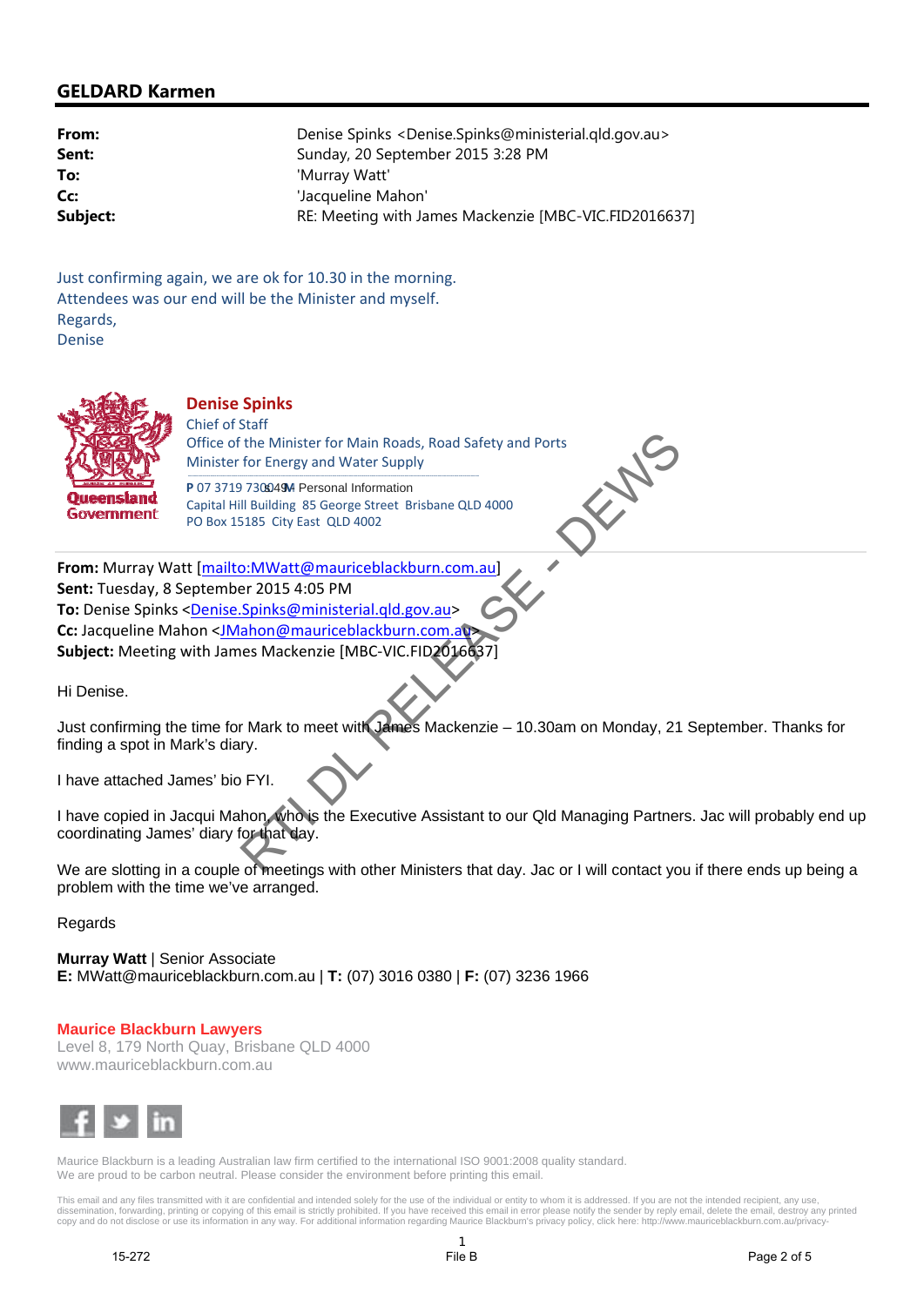## GELDARD Karmen

**From:** Denise Spinks <Denise.Spinks@ministerial.qld.gov.au>
**Sent:** Sunday, 20 September 2015 3:28 PM
**To:** 'Murray Watt'
**Cc:** 'Jacqueline Mahon'
**Subject:** RE: Meeting with James Mackenzie [MBC-VIC.FID2016637]

Just confirming again, we are ok for 10.30 in the morning.
Attendees was our end will be the Minister and myself.
Regards,
Denise

**Denise Spinks**
Chief of Staff
Office of the Minister for Main Roads, Road Safety and Ports
Minister for Energy and Water Supply

**P** 07 3719 730 049 **M** Personal Information
Capital Hill Building 85 George Street Brisbane QLD 4000
PO Box 15185 City East QLD 4002

---

**From:** Murray Watt [mailto:MWatt@mauriceblackburn.com.au]
**Sent:** Tuesday, 8 September 2015 4:05 PM
**To:** Denise Spinks <Denise.Spinks@ministerial.qld.gov.au>
**Cc:** Jacqueline Mahon <JMahon@mauriceblackburn.com.au>
**Subject:** Meeting with James Mackenzie [MBC-VIC.FID2016637]

Hi Denise.

Just confirming the time for Mark to meet with James Mackenzie – 10.30am on Monday, 21 September. Thanks for finding a spot in Mark's diary.

I have attached James' bio FYI.

I have copied in Jacqui Mahon, who is the Executive Assistant to our Qld Managing Partners. Jac will probably end up coordinating James' diary for that day.

We are slotting in a couple of meetings with other Ministers that day. Jac or I will contact you if there ends up being a problem with the time we've arranged.

Regards

**Murray Watt** | Senior Associate
**E:** MWatt@mauriceblackburn.com.au | **T:** (07) 3016 0380 | **F:** (07) 3236 1966

**Maurice Blackburn Lawyers**
Level 8, 179 North Quay, Brisbane QLD 4000
www.mauriceblackburn.com.au

Maurice Blackburn is a leading Australian law firm certified to the international ISO 9001:2008 quality standard.
We are proud to be carbon neutral. Please consider the environment before printing this email.

This email and any files transmitted with it are confidential and intended solely for the use of the individual or entity to whom it is addressed. If you are not the intended recipient, any use, dissemination, forwarding, printing or copying of this email is strictly prohibited. If you have received this email in error please notify the sender by reply email, delete the email, destroy any printed copy and do not disclose or use its information in any way. For additional information regarding Maurice Blackburn's privacy policy, click here: http://www.mauriceblackburn.com.au/privacy-

RTI DL RELEASE - DEWS

15-272 File B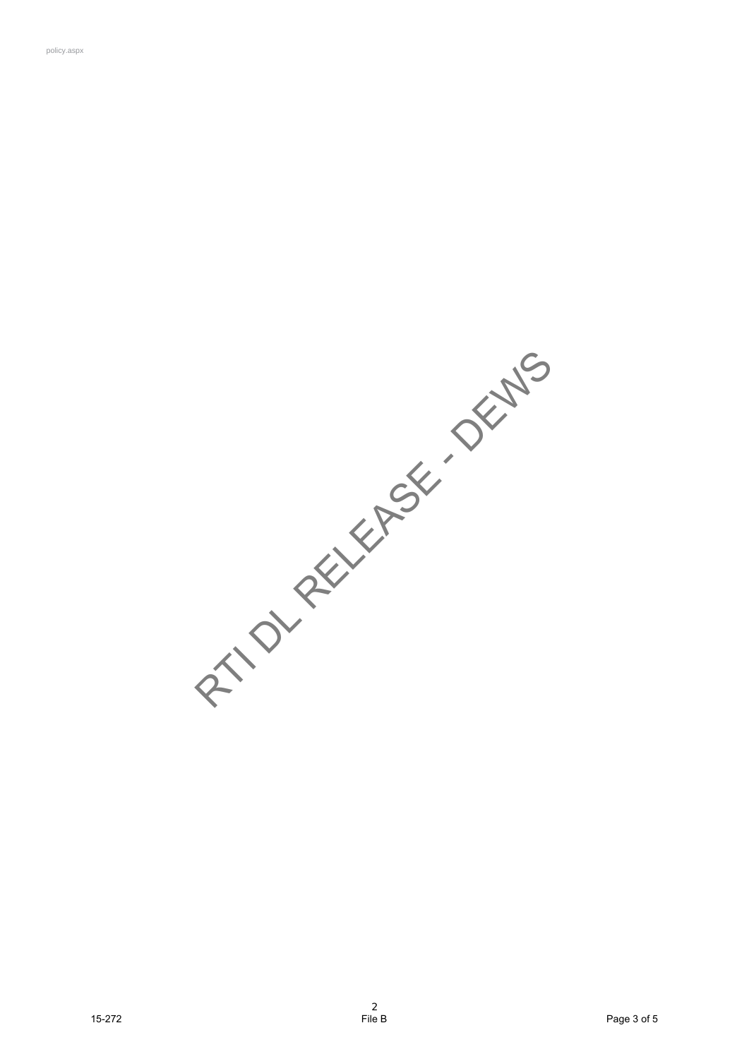policy.aspx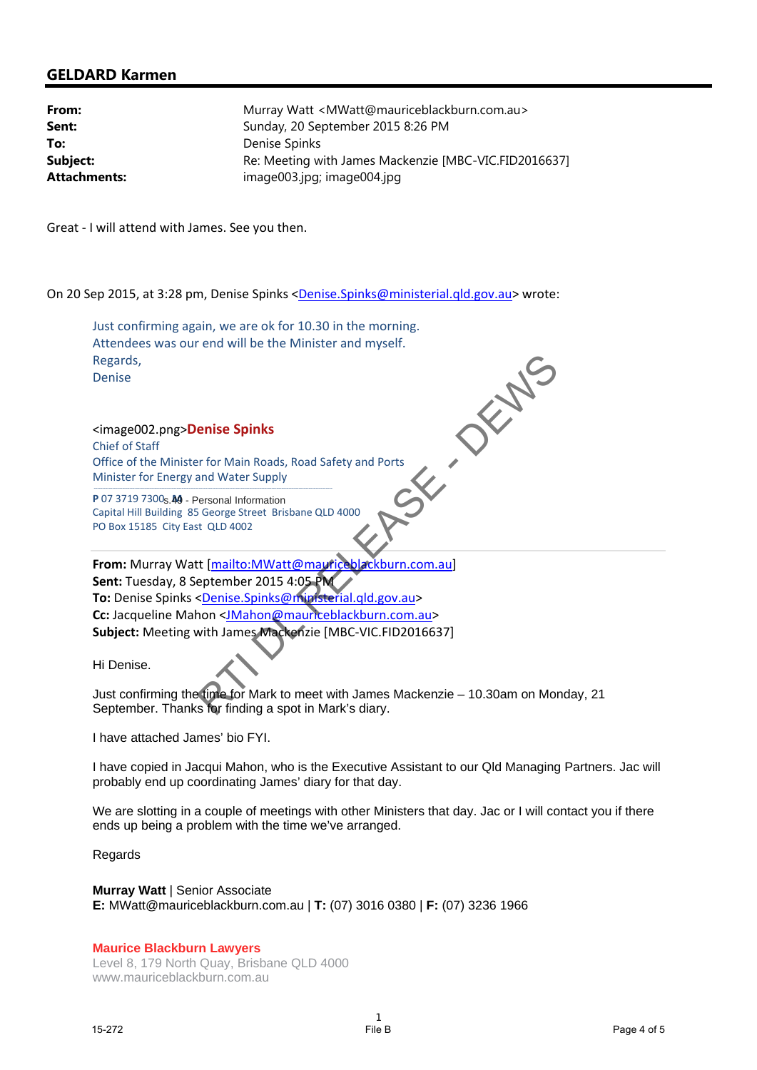## GELDARD Karmen

| | |
|---|---|
| **From:** | Murray Watt <MWatt@mauriceblackburn.com.au> |
| **Sent:** | Sunday, 20 September 2015 8:26 PM |
| **To:** | Denise Spinks |
| **Subject:** | Re: Meeting with James Mackenzie [MBC-VIC.FID2016637] |
| **Attachments:** | image003.jpg; image004.jpg |

Great - I will attend with James. See you then.

On 20 Sep 2015, at 3:28 pm, Denise Spinks <Denise.Spinks@ministerial.qld.gov.au> wrote:

> Just confirming again, we are ok for 10.30 in the morning.
> Attendees was our end will be the Minister and myself.
> Regards,
> Denise
>
> <image002.png>**Denise Spinks**
> Chief of Staff
> Office of the Minister for Main Roads, Road Safety and Ports
> Minister for Energy and Water Supply
>
> **P** 07 3719 7300 s.49 - Personal Information
> Capital Hill Building 85 George Street Brisbane QLD 4000
> PO Box 15185 City East QLD 4002
>
> **From:** Murray Watt [mailto:MWatt@mauriceblackburn.com.au]
> **Sent:** Tuesday, 8 September 2015 4:05 PM
> **To:** Denise Spinks <Denise.Spinks@ministerial.qld.gov.au>
> **Cc:** Jacqueline Mahon <JMahon@mauriceblackburn.com.au>
> **Subject:** Meeting with James Mackenzie [MBC-VIC.FID2016637]
>
> Hi Denise.
>
> Just confirming the time for Mark to meet with James Mackenzie – 10.30am on Monday, 21 September. Thanks for finding a spot in Mark's diary.
>
> I have attached James' bio FYI.
>
> I have copied in Jacqui Mahon, who is the Executive Assistant to our Qld Managing Partners. Jac will probably end up coordinating James' diary for that day.
>
> We are slotting in a couple of meetings with other Ministers that day. Jac or I will contact you if there ends up being a problem with the time we've arranged.
>
> Regards
>
> **Murray Watt** | Senior Associate
> **E:** MWatt@mauriceblackburn.com.au | **T:** (07) 3016 0380 | **F:** (07) 3236 1966
>
> **Maurice Blackburn Lawyers**
> Level 8, 179 North Quay, Brisbane QLD 4000
> www.mauriceblackburn.com.au

RTI DL RELEASE - DEWS

15-272 File B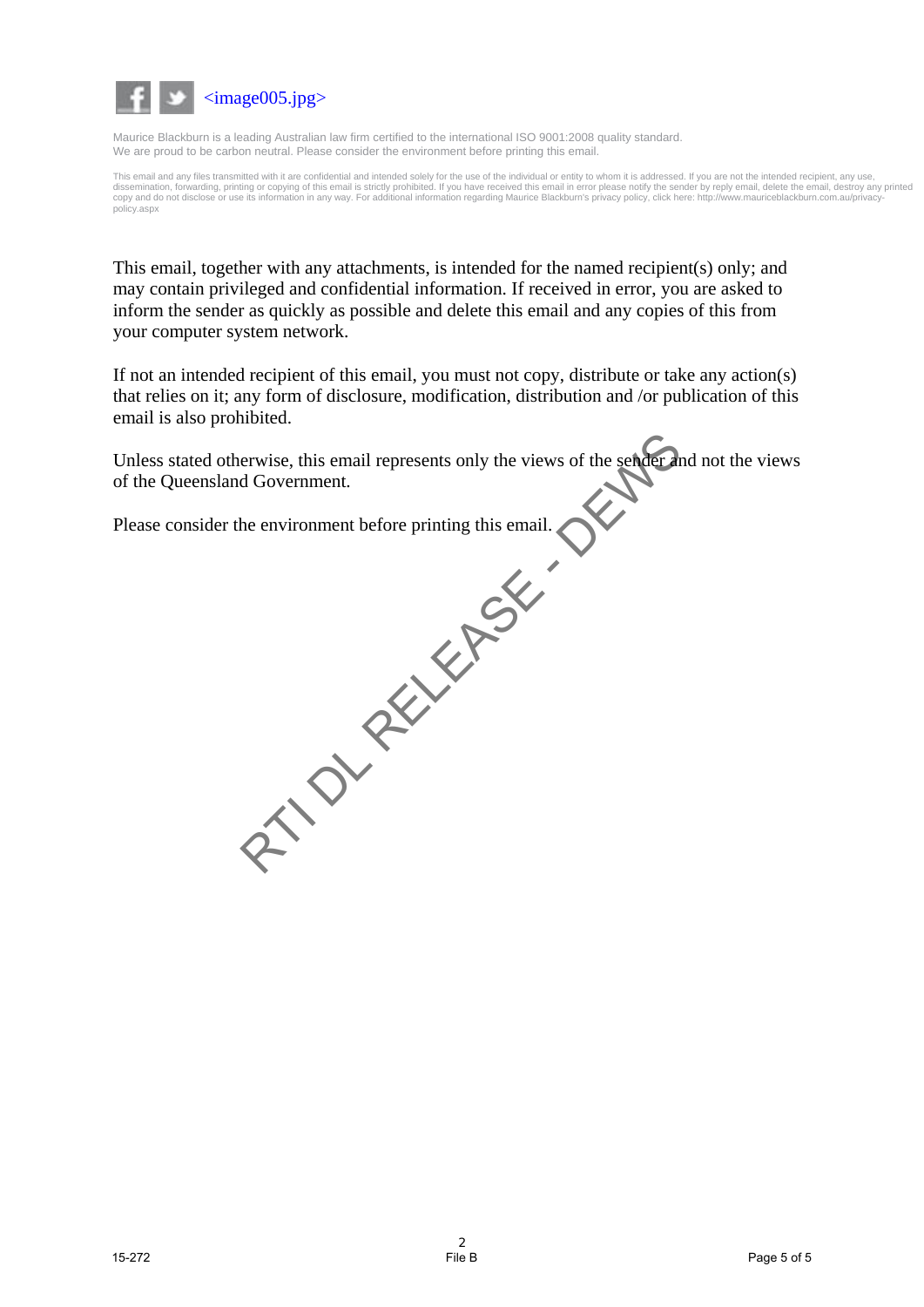<image005.jpg>

Maurice Blackburn is a leading Australian law firm certified to the international ISO 9001:2008 quality standard.
We are proud to be carbon neutral. Please consider the environment before printing this email.

This email and any files transmitted with it are confidential and intended solely for the use of the individual or entity to whom it is addressed. If you are not the intended recipient, any use, dissemination, forwarding, printing or copying of this email is strictly prohibited. If you have received this email in error please notify the sender by reply email, delete the email, destroy any printed copy and do not disclose or use its information in any way. For additional information regarding Maurice Blackburn's privacy policy, click here: http://www.mauriceblackburn.com.au/privacy-policy.aspx

This email, together with any attachments, is intended for the named recipient(s) only; and may contain privileged and confidential information. If received in error, you are asked to inform the sender as quickly as possible and delete this email and any copies of this from your computer system network.

If not an intended recipient of this email, you must not copy, distribute or take any action(s) that relies on it; any form of disclosure, modification, distribution and /or publication of this email is also prohibited.

Unless stated otherwise, this email represents only the views of the sender and not the views of the Queensland Government.

Please consider the environment before printing this email.

RTI DL RELEASE - DEWS

15-272 File B